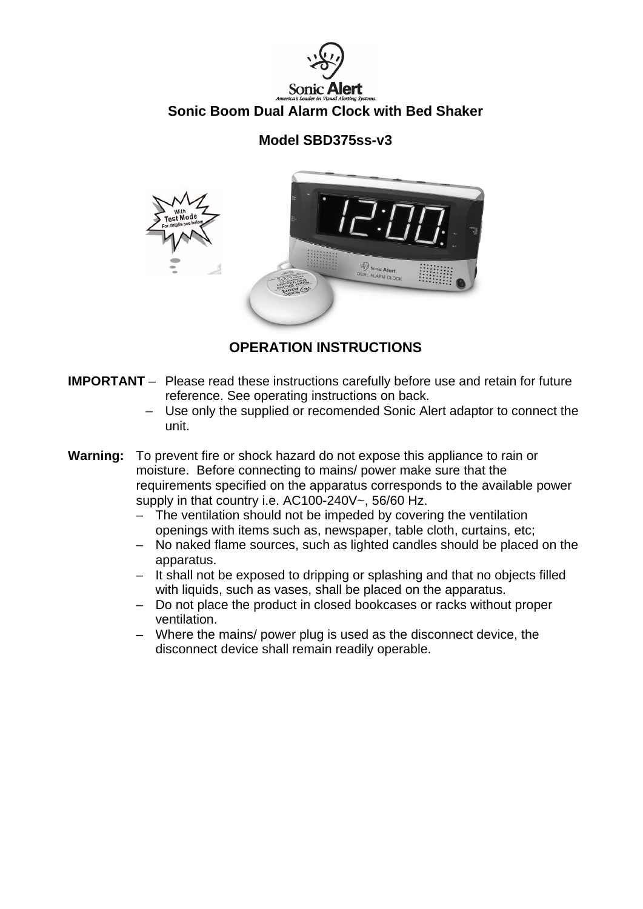Sonic Alert

America's Leader in Visual Alerting Systems.

# Sonic Boom Dual Alarm Clock with Bed Shaker

## Model SBD375ss-v3

## OPERATION INSTRUCTIONS

**IMPORTANT** –
- Please read these instructions carefully before use and retain for future reference. See operating instructions on back.
- Use only the supplied or recomended Sonic Alert adaptor to connect the unit.

**Warning:** To prevent fire or shock hazard do not expose this appliance to rain or moisture. Before connecting to mains/ power make sure that the requirements specified on the apparatus corresponds to the available power supply in that country i.e. AC100-240V~, 56/60 Hz.

- The ventilation should not be impeded by covering the ventilation openings with items such as, newspaper, table cloth, curtains, etc;
- No naked flame sources, such as lighted candles should be placed on the apparatus.
- It shall not be exposed to dripping or splashing and that no objects filled with liquids, such as vases, shall be placed on the apparatus.
- Do not place the product in closed bookcases or racks without proper ventilation.
- Where the mains/ power plug is used as the disconnect device, the disconnect device shall remain readily operable.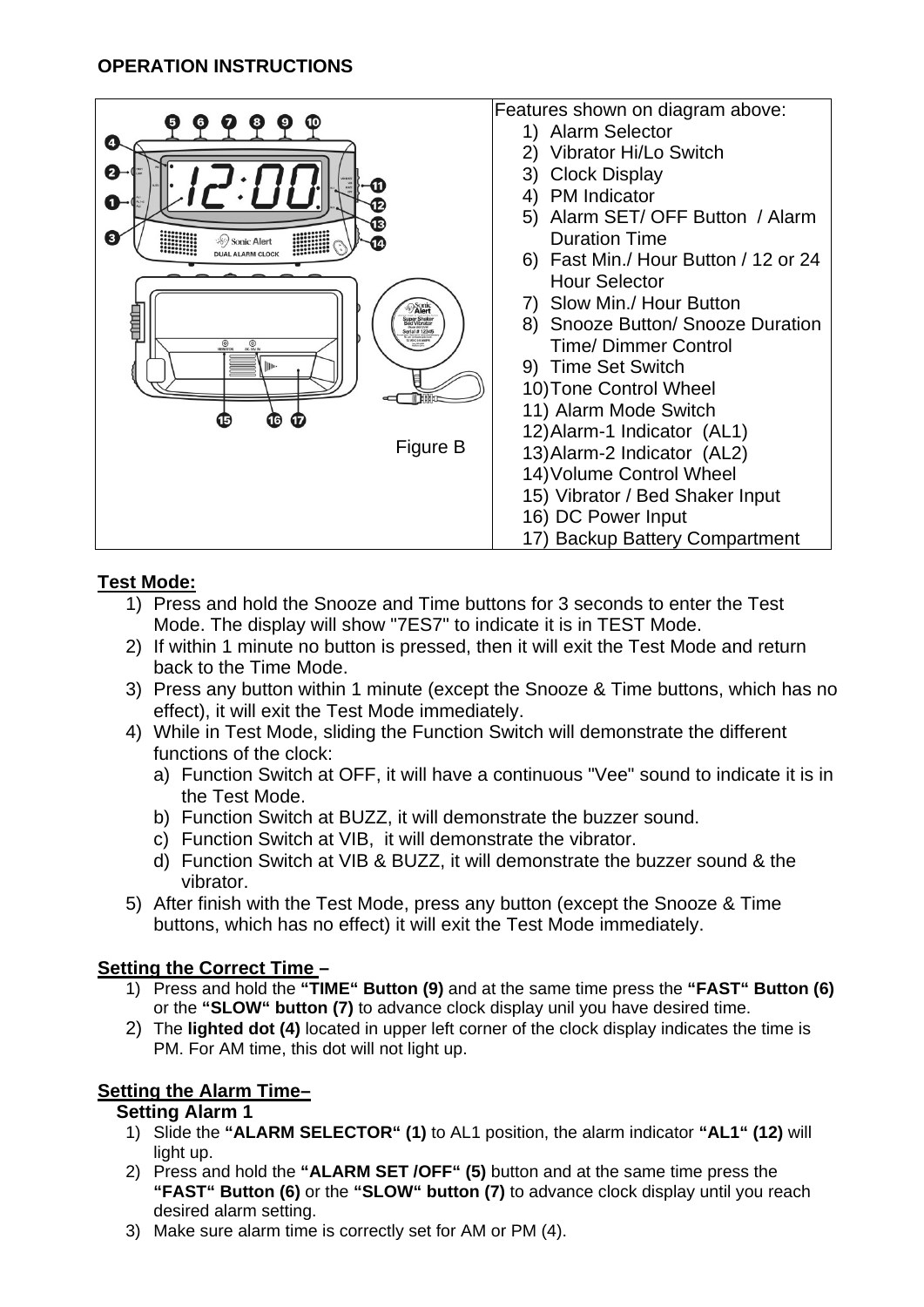## OPERATION INSTRUCTIONS

Figure B

Features shown on diagram above:

1) Alarm Selector
2) Vibrator Hi/Lo Switch
3) Clock Display
4) PM Indicator
5) Alarm SET/ OFF Button / Alarm Duration Time
6) Fast Min./ Hour Button / 12 or 24 Hour Selector
7) Slow Min./ Hour Button
8) Snooze Button/ Snooze Duration Time/ Dimmer Control
9) Time Set Switch
10) Tone Control Wheel
11) Alarm Mode Switch
12) Alarm-1 Indicator (AL1)
13) Alarm-2 Indicator (AL2)
14) Volume Control Wheel
15) Vibrator / Bed Shaker Input
16) DC Power Input
17) Backup Battery Compartment

**Test Mode:**

1) Press and hold the Snooze and Time buttons for 3 seconds to enter the Test Mode. The display will show "7ES7" to indicate it is in TEST Mode.
2) If within 1 minute no button is pressed, then it will exit the Test Mode and return back to the Time Mode.
3) Press any button within 1 minute (except the Snooze & Time buttons, which has no effect), it will exit the Test Mode immediately.
4) While in Test Mode, sliding the Function Switch will demonstrate the different functions of the clock:
   a) Function Switch at OFF, it will have a continuous "Vee" sound to indicate it is in the Test Mode.
   b) Function Switch at BUZZ, it will demonstrate the buzzer sound.
   c) Function Switch at VIB, it will demonstrate the vibrator.
   d) Function Switch at VIB & BUZZ, it will demonstrate the buzzer sound & the vibrator.
5) After finish with the Test Mode, press any button (except the Snooze & Time buttons, which has no effect) it will exit the Test Mode immediately.

**Setting the Correct Time –**

1) Press and hold the **"TIME" Button (9)** and at the same time press the **"FAST" Button (6)** or the **"SLOW" button (7)** to advance clock display unil you have desired time.
2) The **lighted dot (4)** located in upper left corner of the clock display indicates the time is PM. For AM time, this dot will not light up.

**Setting the Alarm Time–**

**Setting Alarm 1**

1) Slide the **"ALARM SELECTOR" (1)** to AL1 position, the alarm indicator **"AL1" (12)** will light up.
2) Press and hold the **"ALARM SET /OFF" (5)** button and at the same time press the **"FAST" Button (6)** or the **"SLOW" button (7)** to advance clock display until you reach desired alarm setting.
3) Make sure alarm time is correctly set for AM or PM (4).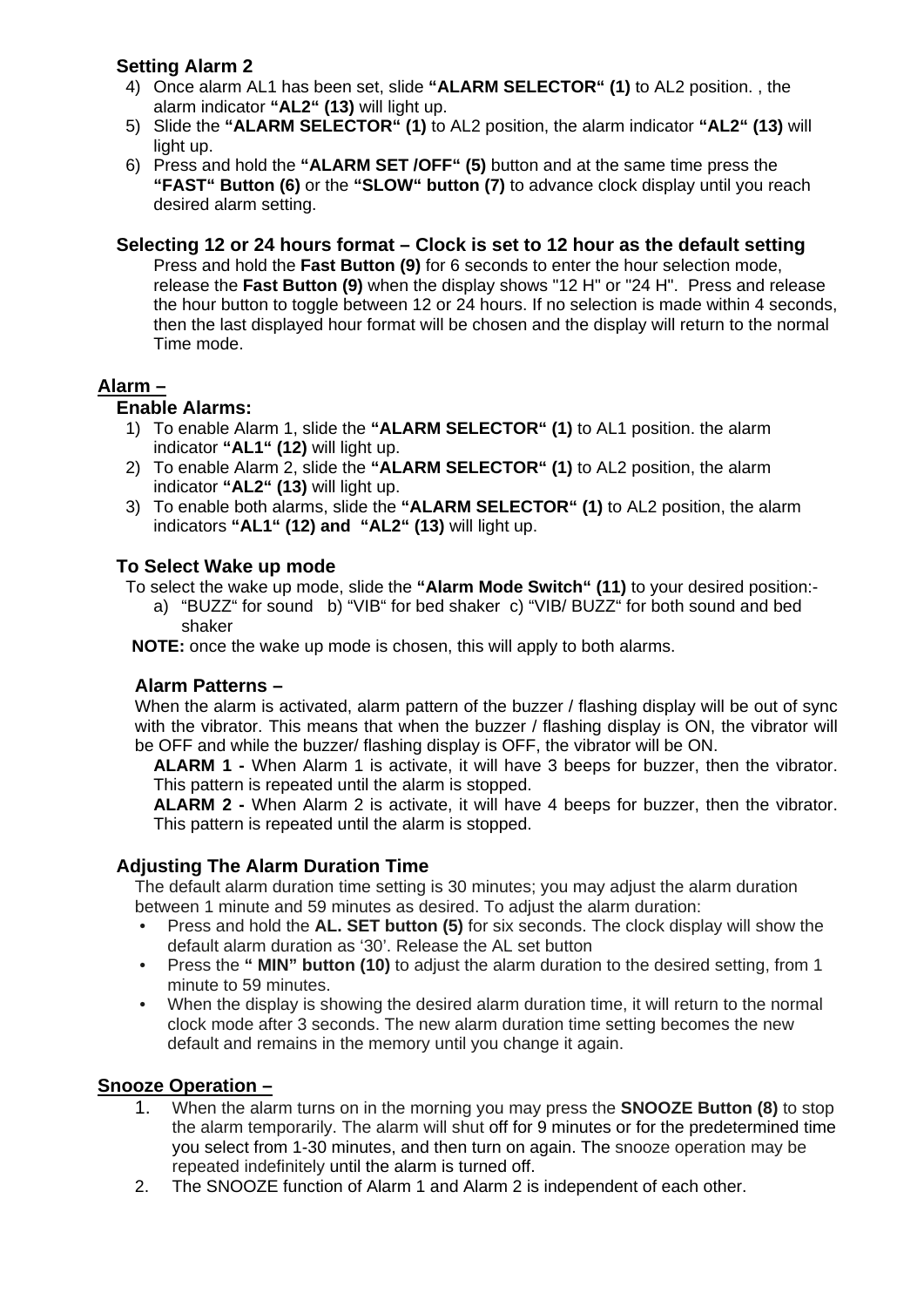### Setting Alarm 2

4) Once alarm AL1 has been set, slide **"ALARM SELECTOR" (1)** to AL2 position. , the alarm indicator **"AL2" (13)** will light up.
5) Slide the **"ALARM SELECTOR" (1)** to AL2 position, the alarm indicator **"AL2" (13)** will light up.
6) Press and hold the **"ALARM SET /OFF" (5)** button and at the same time press the **"FAST" Button (6)** or the **"SLOW" button (7)** to advance clock display until you reach desired alarm setting.

### Selecting 12 or 24 hours format – Clock is set to 12 hour as the default setting

Press and hold the **Fast Button (9)** for 6 seconds to enter the hour selection mode, release the **Fast Button (9)** when the display shows "12 H" or "24 H". Press and release the hour button to toggle between 12 or 24 hours. If no selection is made within 4 seconds, then the last displayed hour format will be chosen and the display will return to the normal Time mode.

## Alarm –

### Enable Alarms:

1) To enable Alarm 1, slide the **"ALARM SELECTOR" (1)** to AL1 position. the alarm indicator **"AL1" (12)** will light up.
2) To enable Alarm 2, slide the **"ALARM SELECTOR" (1)** to AL2 position, the alarm indicator **"AL2" (13)** will light up.
3) To enable both alarms, slide the **"ALARM SELECTOR" (1)** to AL2 position, the alarm indicators **"AL1" (12) and "AL2" (13)** will light up.

### To Select Wake up mode

To select the wake up mode, slide the **"Alarm Mode Switch" (11)** to your desired position:-

a) "BUZZ" for sound b) "VIB" for bed shaker c) "VIB/ BUZZ" for both sound and bed shaker

**NOTE:** once the wake up mode is chosen, this will apply to both alarms.

### Alarm Patterns –

When the alarm is activated, alarm pattern of the buzzer / flashing display will be out of sync with the vibrator. This means that when the buzzer / flashing display is ON, the vibrator will be OFF and while the buzzer/ flashing display is OFF, the vibrator will be ON.

**ALARM 1 -** When Alarm 1 is activate, it will have 3 beeps for buzzer, then the vibrator. This pattern is repeated until the alarm is stopped.

**ALARM 2 -** When Alarm 2 is activate, it will have 4 beeps for buzzer, then the vibrator. This pattern is repeated until the alarm is stopped.

### Adjusting The Alarm Duration Time

The default alarm duration time setting is 30 minutes; you may adjust the alarm duration between 1 minute and 59 minutes as desired. To adjust the alarm duration:

- Press and hold the **AL. SET button (5)** for six seconds. The clock display will show the default alarm duration as '30'. Release the AL set button
- Press the **" MIN" button (10)** to adjust the alarm duration to the desired setting, from 1 minute to 59 minutes.
- When the display is showing the desired alarm duration time, it will return to the normal clock mode after 3 seconds. The new alarm duration time setting becomes the new default and remains in the memory until you change it again.

## Snooze Operation –

1. When the alarm turns on in the morning you may press the **SNOOZE Button (8)** to stop the alarm temporarily. The alarm will shut off for 9 minutes or for the predetermined time you select from 1-30 minutes, and then turn on again. The snooze operation may be repeated indefinitely until the alarm is turned off.
2. The SNOOZE function of Alarm 1 and Alarm 2 is independent of each other.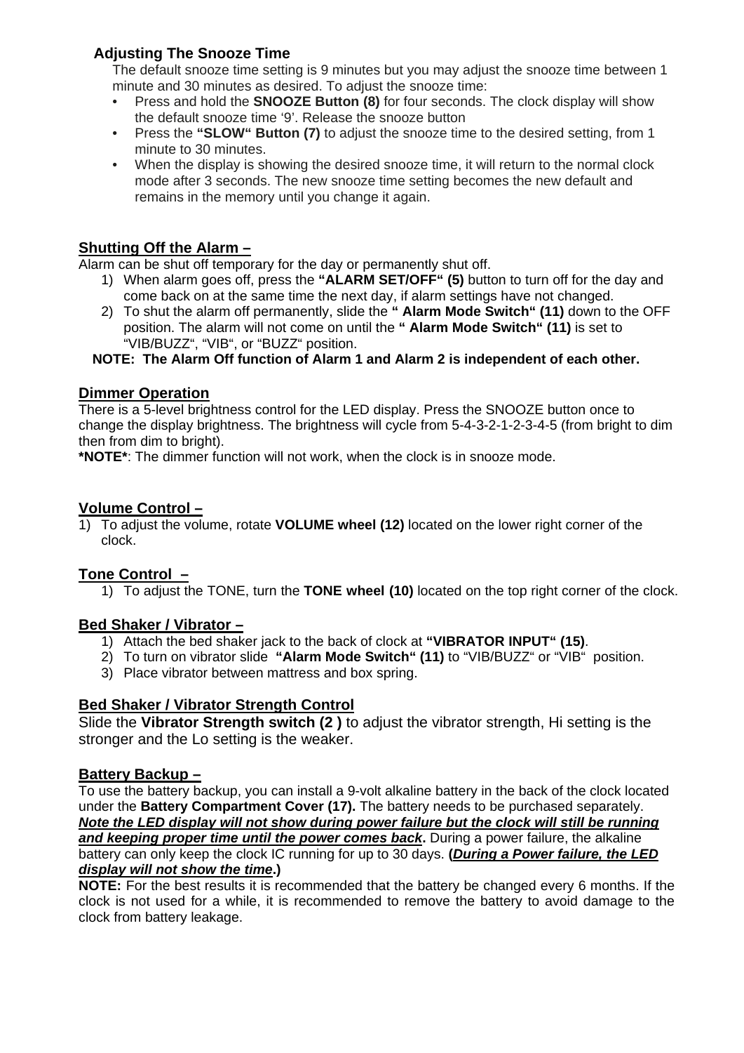## Adjusting The Snooze Time

The default snooze time setting is 9 minutes but you may adjust the snooze time between 1 minute and 30 minutes as desired. To adjust the snooze time:

- Press and hold the **SNOOZE Button (8)** for four seconds. The clock display will show the default snooze time '9'. Release the snooze button
- Press the **"SLOW" Button (7)** to adjust the snooze time to the desired setting, from 1 minute to 30 minutes.
- When the display is showing the desired snooze time, it will return to the normal clock mode after 3 seconds. The new snooze time setting becomes the new default and remains in the memory until you change it again.

## Shutting Off the Alarm –

Alarm can be shut off temporary for the day or permanently shut off.

1) When alarm goes off, press the **"ALARM SET/OFF" (5)** button to turn off for the day and come back on at the same time the next day, if alarm settings have not changed.
2) To shut the alarm off permanently, slide the **" Alarm Mode Switch" (11)** down to the OFF position. The alarm will not come on until the **" Alarm Mode Switch" (11)** is set to "VIB/BUZZ", "VIB", or "BUZZ" position.

**NOTE: The Alarm Off function of Alarm 1 and Alarm 2 is independent of each other.**

## Dimmer Operation

There is a 5-level brightness control for the LED display. Press the SNOOZE button once to change the display brightness. The brightness will cycle from 5-4-3-2-1-2-3-4-5 (from bright to dim then from dim to bright).

**\*NOTE\***: The dimmer function will not work, when the clock is in snooze mode.

## Volume Control –

1) To adjust the volume, rotate **VOLUME wheel (12)** located on the lower right corner of the clock.

## Tone Control –

1) To adjust the TONE, turn the **TONE wheel (10)** located on the top right corner of the clock.

## Bed Shaker / Vibrator –

1) Attach the bed shaker jack to the back of clock at **"VIBRATOR INPUT" (15)**.
2) To turn on vibrator slide **"Alarm Mode Switch" (11)** to "VIB/BUZZ" or "VIB" position.
3) Place vibrator between mattress and box spring.

## Bed Shaker / Vibrator Strength Control

Slide the **Vibrator Strength switch (2 )** to adjust the vibrator strength, Hi setting is the stronger and the Lo setting is the weaker.

## Battery Backup –

To use the battery backup, you can install a 9-volt alkaline battery in the back of the clock located under the **Battery Compartment Cover (17).** The battery needs to be purchased separately. ***Note the LED display will not show during power failure but the clock will still be running and keeping proper time until the power comes back*.** During a power failure, the alkaline battery can only keep the clock IC running for up to 30 days. **(*During a Power failure, the LED display will not show the time*.)**

**NOTE:** For the best results it is recommended that the battery be changed every 6 months. If the clock is not used for a while, it is recommended to remove the battery to avoid damage to the clock from battery leakage.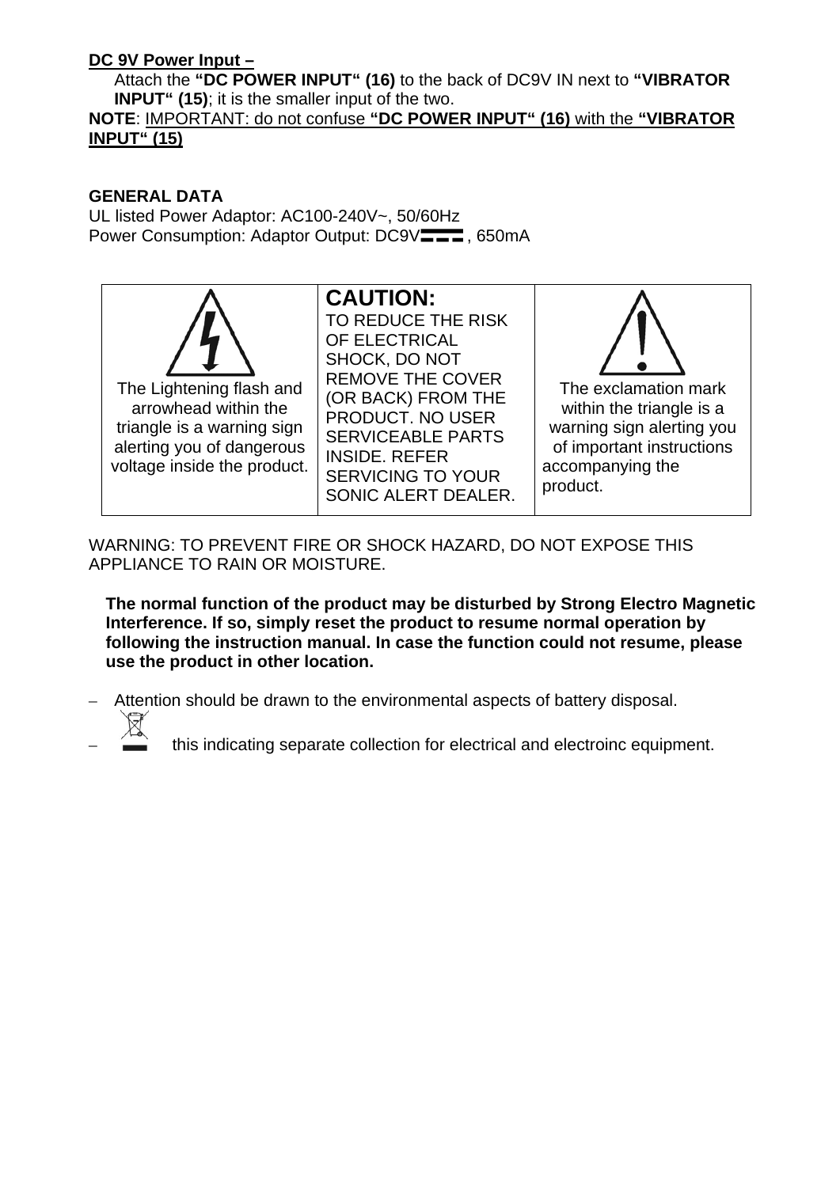**DC 9V Power Input –**

Attach the **"DC POWER INPUT" (16)** to the back of DC9V IN next to **"VIBRATOR INPUT" (15)**; it is the smaller input of the two.

**NOTE**: IMPORTANT: do not confuse **"DC POWER INPUT" (16)** with the **"VIBRATOR INPUT" (15)**

**GENERAL DATA**

UL listed Power Adaptor: AC100-240V~, 50/60Hz
Power Consumption: Adaptor Output: DC9V⎓, 650mA

| | | |
|---|---|---|
| The Lightening flash and arrowhead within the triangle is a warning sign alerting you of dangerous voltage inside the product. | **CAUTION:** TO REDUCE THE RISK OF ELECTRICAL SHOCK, DO NOT REMOVE THE COVER (OR BACK) FROM THE PRODUCT. NO USER SERVICEABLE PARTS INSIDE. REFER SERVICING TO YOUR SONIC ALERT DEALER. | The exclamation mark within the triangle is a warning sign alerting you of important instructions accompanying the product. |

WARNING: TO PREVENT FIRE OR SHOCK HAZARD, DO NOT EXPOSE THIS APPLIANCE TO RAIN OR MOISTURE.

**The normal function of the product may be disturbed by Strong Electro Magnetic Interference. If so, simply reset the product to resume normal operation by following the instruction manual. In case the function could not resume, please use the product in other location.**

- Attention should be drawn to the environmental aspects of battery disposal.
- this indicating separate collection for electrical and electroinc equipment.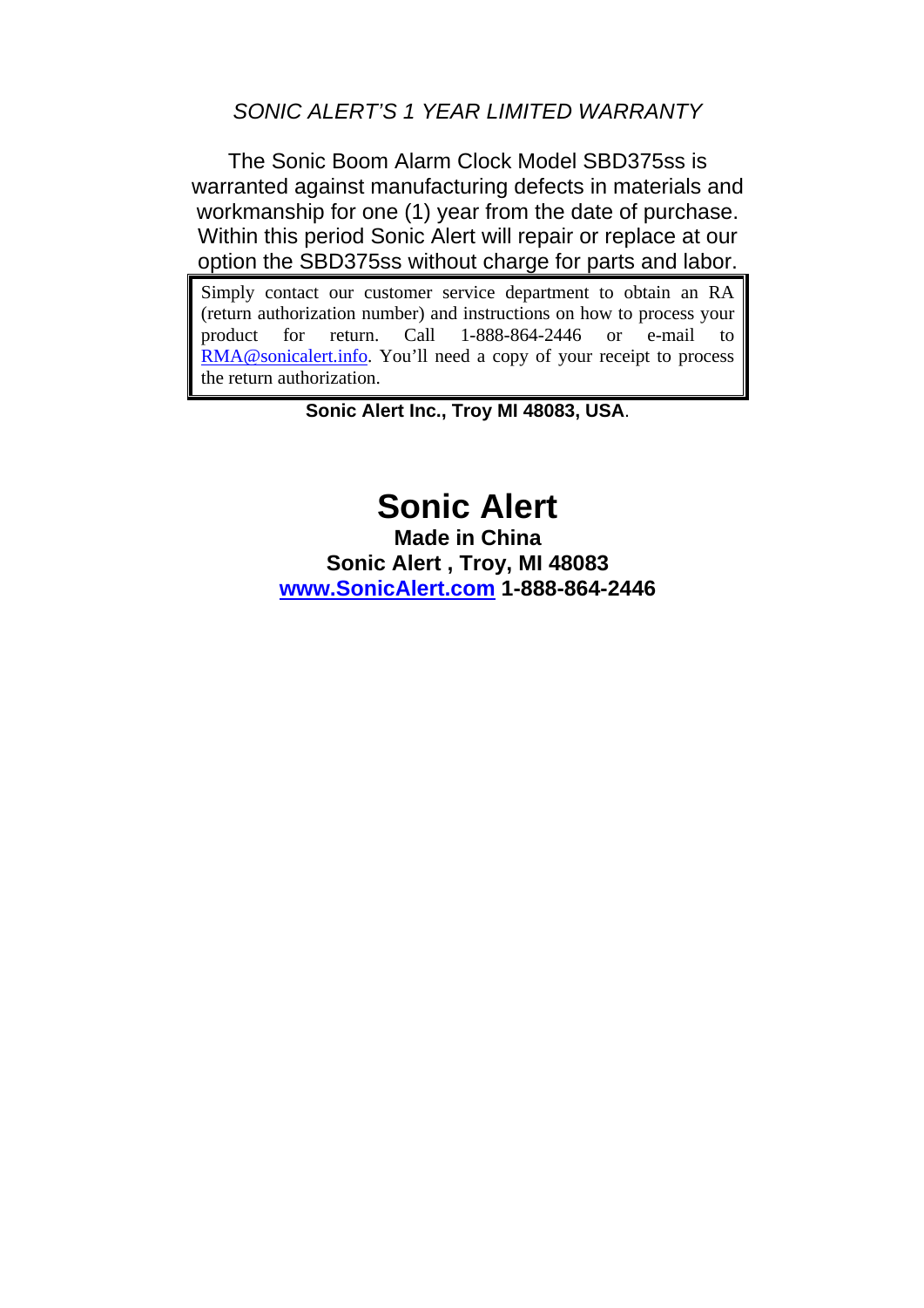*SONIC ALERT'S 1 YEAR LIMITED WARRANTY*

The Sonic Boom Alarm Clock Model SBD375ss is warranted against manufacturing defects in materials and workmanship for one (1) year from the date of purchase. Within this period Sonic Alert will repair or replace at our option the SBD375ss without charge for parts and labor.

Simply contact our customer service department to obtain an RA (return authorization number) and instructions on how to process your product for return. Call 1-888-864-2446 or e-mail to RMA@sonicalert.info. You'll need a copy of your receipt to process the return authorization.

**Sonic Alert Inc., Troy MI 48083, USA**.

# Sonic Alert

**Made in China**

**Sonic Alert , Troy, MI 48083**

**www.SonicAlert.com 1-888-864-2446**